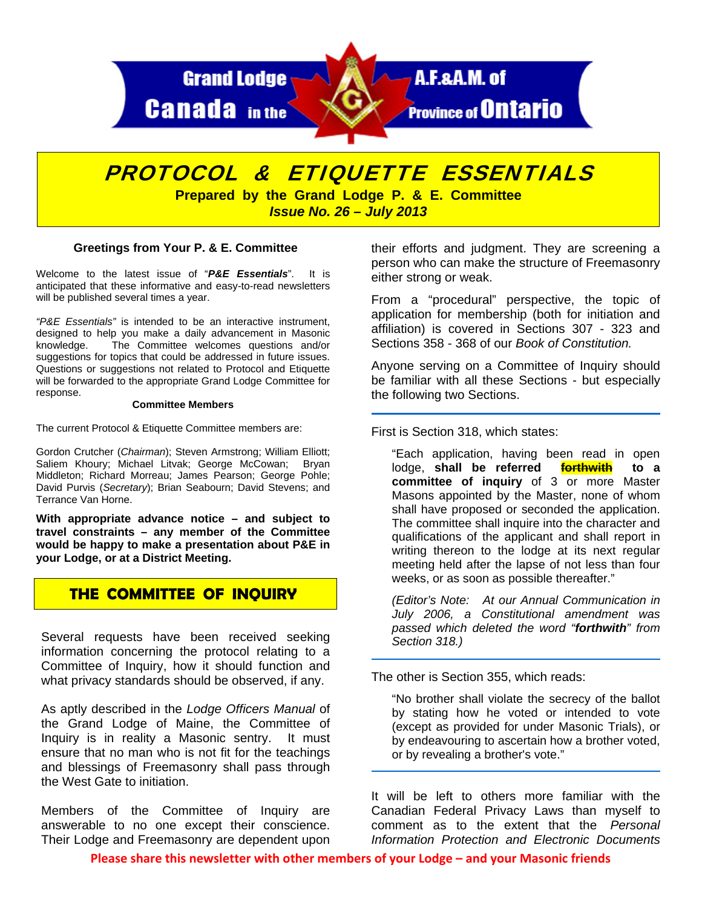Grand Lodge A.F.&A.M. of Canada in the Province of Ontario

# PROTOCOL & ETIQUETTE ESSENTIALS

**Prepared by the Grand Lodge P. & E. Committee**

***Issue No. 26 – July 2013***

### Greetings from Your P. & E. Committee

Welcome to the latest issue of "***P&E Essentials***". It is anticipated that these informative and easy-to-read newsletters will be published several times a year.

*"P&E Essentials"* is intended to be an interactive instrument, designed to help you make a daily advancement in Masonic knowledge. The Committee welcomes questions and/or suggestions for topics that could be addressed in future issues. Questions or suggestions not related to Protocol and Etiquette will be forwarded to the appropriate Grand Lodge Committee for response.

**Committee Members**

The current Protocol & Etiquette Committee members are:

Gordon Crutcher (*Chairman*); Steven Armstrong; William Elliott; Saliem Khoury; Michael Litvak; George McCowan; Bryan Middleton; Richard Morreau; James Pearson; George Pohle; David Purvis (*Secretary*); Brian Seabourn; David Stevens; and Terrance Van Horne.

**With appropriate advance notice – and subject to travel constraints – any member of the Committee would be happy to make a presentation about P&E in your Lodge, or at a District Meeting.**

## THE COMMITTEE OF INQUIRY

Several requests have been received seeking information concerning the protocol relating to a Committee of Inquiry, how it should function and what privacy standards should be observed, if any.

As aptly described in the *Lodge Officers Manual* of the Grand Lodge of Maine, the Committee of Inquiry is in reality a Masonic sentry. It must ensure that no man who is not fit for the teachings and blessings of Freemasonry shall pass through the West Gate to initiation.

Members of the Committee of Inquiry are answerable to no one except their conscience. Their Lodge and Freemasonry are dependent upon their efforts and judgment. They are screening a person who can make the structure of Freemasonry either strong or weak.

From a "procedural" perspective, the topic of application for membership (both for initiation and affiliation) is covered in Sections 307 - 323 and Sections 358 - 368 of our *Book of Constitution.*

Anyone serving on a Committee of Inquiry should be familiar with all these Sections - but especially the following two Sections.

---

First is Section 318, which states:

> "Each application, having been read in open lodge, **shall be referred ~~forthwith~~ to a committee of inquiry** of 3 or more Master Masons appointed by the Master, none of whom shall have proposed or seconded the application. The committee shall inquire into the character and qualifications of the applicant and shall report in writing thereon to the lodge at its next regular meeting held after the lapse of not less than four weeks, or as soon as possible thereafter."
>
> *(Editor's Note: At our Annual Communication in July 2006, a Constitutional amendment was passed which deleted the word "**forthwith**" from Section 318.)*

---

The other is Section 355, which reads:

> "No brother shall violate the secrecy of the ballot by stating how he voted or intended to vote (except as provided for under Masonic Trials), or by endeavouring to ascertain how a brother voted, or by revealing a brother's vote."

---

It will be left to others more familiar with the Canadian Federal Privacy Laws than myself to comment as to the extent that the *Personal Information Protection and Electronic Documents*

**Please share this newsletter with other members of your Lodge – and your Masonic friends**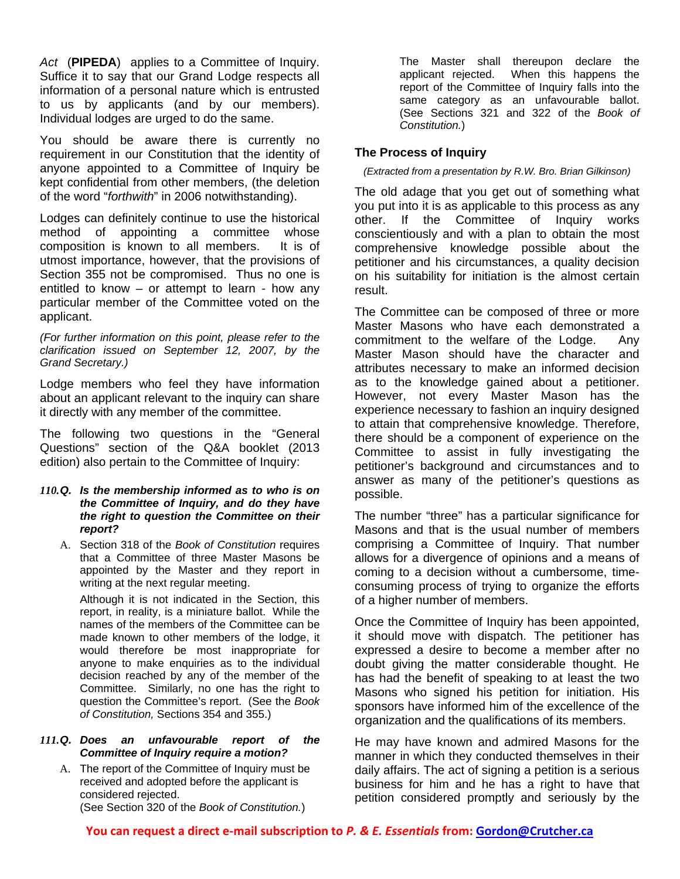*Act* (**PIPEDA**) applies to a Committee of Inquiry. Suffice it to say that our Grand Lodge respects all information of a personal nature which is entrusted to us by applicants (and by our members). Individual lodges are urged to do the same.

You should be aware there is currently no requirement in our Constitution that the identity of anyone appointed to a Committee of Inquiry be kept confidential from other members, (the deletion of the word "*forthwith*" in 2006 notwithstanding).

Lodges can definitely continue to use the historical method of appointing a committee whose composition is known to all members. It is of utmost importance, however, that the provisions of Section 355 not be compromised. Thus no one is entitled to know – or attempt to learn - how any particular member of the Committee voted on the applicant.

*(For further information on this point, please refer to the clarification issued on September 12, 2007, by the Grand Secretary.)*

Lodge members who feel they have information about an applicant relevant to the inquiry can share it directly with any member of the committee.

The following two questions in the "General Questions" section of the Q&A booklet (2013 edition) also pertain to the Committee of Inquiry:

***110.Q. Is the membership informed as to who is on the Committee of Inquiry, and do they have the right to question the Committee on their report?***

A. Section 318 of the *Book of Constitution* requires that a Committee of three Master Masons be appointed by the Master and they report in writing at the next regular meeting.

Although it is not indicated in the Section, this report, in reality, is a miniature ballot. While the names of the members of the Committee can be made known to other members of the lodge, it would therefore be most inappropriate for anyone to make enquiries as to the individual decision reached by any of the member of the Committee. Similarly, no one has the right to question the Committee's report. (See the *Book of Constitution,* Sections 354 and 355.)

***111.Q. Does an unfavourable report of the Committee of Inquiry require a motion?***

A. The report of the Committee of Inquiry must be received and adopted before the applicant is considered rejected. (See Section 320 of the *Book of Constitution.*)

The Master shall thereupon declare the applicant rejected. When this happens the report of the Committee of Inquiry falls into the same category as an unfavourable ballot. (See Sections 321 and 322 of the *Book of Constitution.*)

### The Process of Inquiry

*(Extracted from a presentation by R.W. Bro. Brian Gilkinson)*

The old adage that you get out of something what you put into it is as applicable to this process as any other. If the Committee of Inquiry works conscientiously and with a plan to obtain the most comprehensive knowledge possible about the petitioner and his circumstances, a quality decision on his suitability for initiation is the almost certain result.

The Committee can be composed of three or more Master Masons who have each demonstrated a commitment to the welfare of the Lodge. Any Master Mason should have the character and attributes necessary to make an informed decision as to the knowledge gained about a petitioner. However, not every Master Mason has the experience necessary to fashion an inquiry designed to attain that comprehensive knowledge. Therefore, there should be a component of experience on the Committee to assist in fully investigating the petitioner's background and circumstances and to answer as many of the petitioner's questions as possible.

The number "three" has a particular significance for Masons and that is the usual number of members comprising a Committee of Inquiry. That number allows for a divergence of opinions and a means of coming to a decision without a cumbersome, time-consuming process of trying to organize the efforts of a higher number of members.

Once the Committee of Inquiry has been appointed, it should move with dispatch. The petitioner has expressed a desire to become a member after no doubt giving the matter considerable thought. He has had the benefit of speaking to at least the two Masons who signed his petition for initiation. His sponsors have informed him of the excellence of the organization and the qualifications of its members.

He may have known and admired Masons for the manner in which they conducted themselves in their daily affairs. The act of signing a petition is a serious business for him and he has a right to have that petition considered promptly and seriously by the

**You can request a direct e-mail subscription to *P. & E. Essentials* from: Gordon@Crutcher.ca**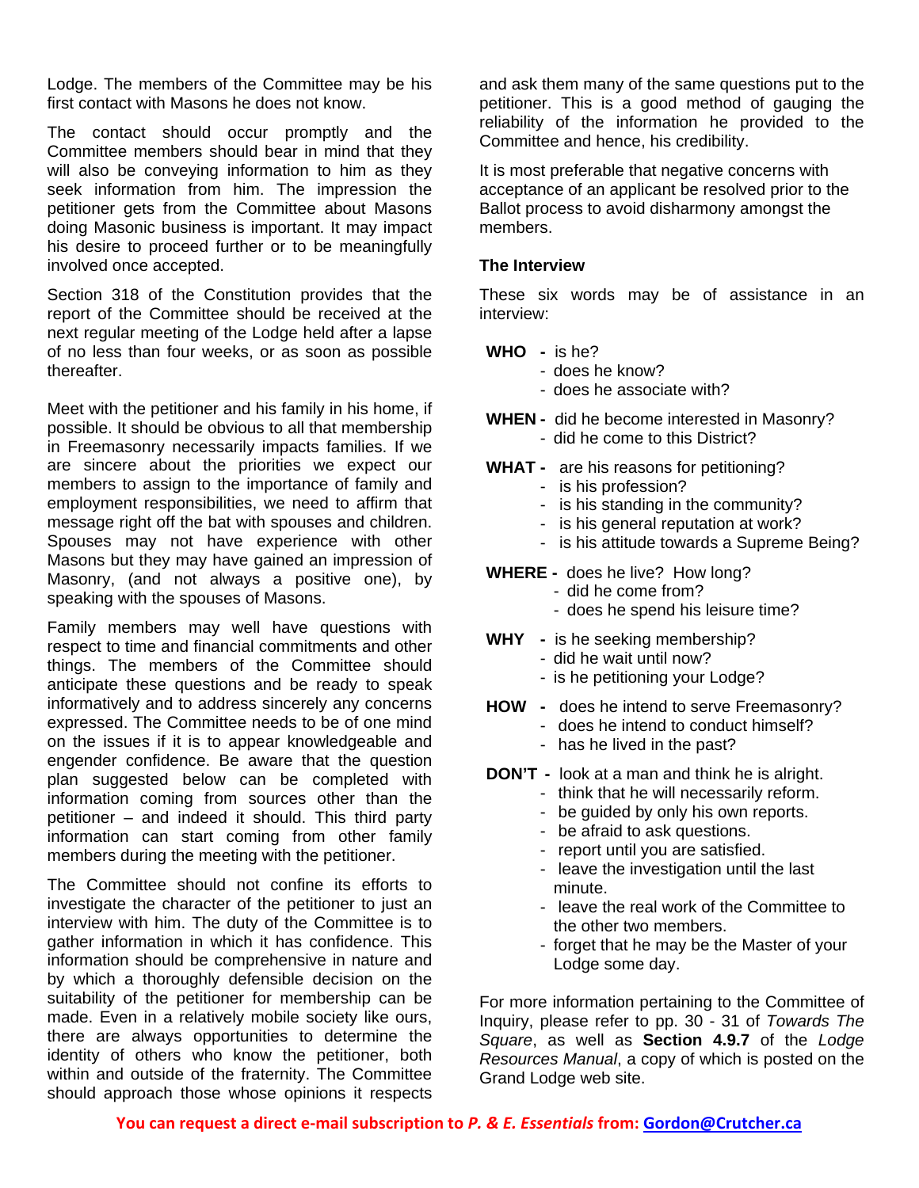Lodge. The members of the Committee may be his first contact with Masons he does not know.

The contact should occur promptly and the Committee members should bear in mind that they will also be conveying information to him as they seek information from him. The impression the petitioner gets from the Committee about Masons doing Masonic business is important. It may impact his desire to proceed further or to be meaningfully involved once accepted.

Section 318 of the Constitution provides that the report of the Committee should be received at the next regular meeting of the Lodge held after a lapse of no less than four weeks, or as soon as possible thereafter.

Meet with the petitioner and his family in his home, if possible. It should be obvious to all that membership in Freemasonry necessarily impacts families. If we are sincere about the priorities we expect our members to assign to the importance of family and employment responsibilities, we need to affirm that message right off the bat with spouses and children. Spouses may not have experience with other Masons but they may have gained an impression of Masonry, (and not always a positive one), by speaking with the spouses of Masons.

Family members may well have questions with respect to time and financial commitments and other things. The members of the Committee should anticipate these questions and be ready to speak informatively and to address sincerely any concerns expressed. The Committee needs to be of one mind on the issues if it is to appear knowledgeable and engender confidence. Be aware that the question plan suggested below can be completed with information coming from sources other than the petitioner – and indeed it should. This third party information can start coming from other family members during the meeting with the petitioner.

The Committee should not confine its efforts to investigate the character of the petitioner to just an interview with him. The duty of the Committee is to gather information in which it has confidence. This information should be comprehensive in nature and by which a thoroughly defensible decision on the suitability of the petitioner for membership can be made. Even in a relatively mobile society like ours, there are always opportunities to determine the identity of others who know the petitioner, both within and outside of the fraternity. The Committee should approach those whose opinions it respects and ask them many of the same questions put to the petitioner. This is a good method of gauging the reliability of the information he provided to the Committee and hence, his credibility.

It is most preferable that negative concerns with acceptance of an applicant be resolved prior to the Ballot process to avoid disharmony amongst the members.

### The Interview

These six words may be of assistance in an interview:

**WHO** - is he?
- does he know?
- does he associate with?

**WHEN** - did he become interested in Masonry?
- did he come to this District?

**WHAT** - are his reasons for petitioning?
- is his profession?
- is his standing in the community?
- is his general reputation at work?
- is his attitude towards a Supreme Being?

**WHERE** - does he live? How long?
- did he come from?
- does he spend his leisure time?

**WHY** - is he seeking membership?
- did he wait until now?
- is he petitioning your Lodge?

**HOW** - does he intend to serve Freemasonry?
- does he intend to conduct himself?
- has he lived in the past?

**DON'T** - look at a man and think he is alright.
- think that he will necessarily reform.
- be guided by only his own reports.
- be afraid to ask questions.
- report until you are satisfied.
- leave the investigation until the last minute.
- leave the real work of the Committee to the other two members.
- forget that he may be the Master of your Lodge some day.

For more information pertaining to the Committee of Inquiry, please refer to pp. 30 - 31 of *Towards The Square*, as well as **Section 4.9.7** of the *Lodge Resources Manual*, a copy of which is posted on the Grand Lodge web site.

**You can request a direct e-mail subscription to *P. & E. Essentials* from: Gordon@Crutcher.ca**